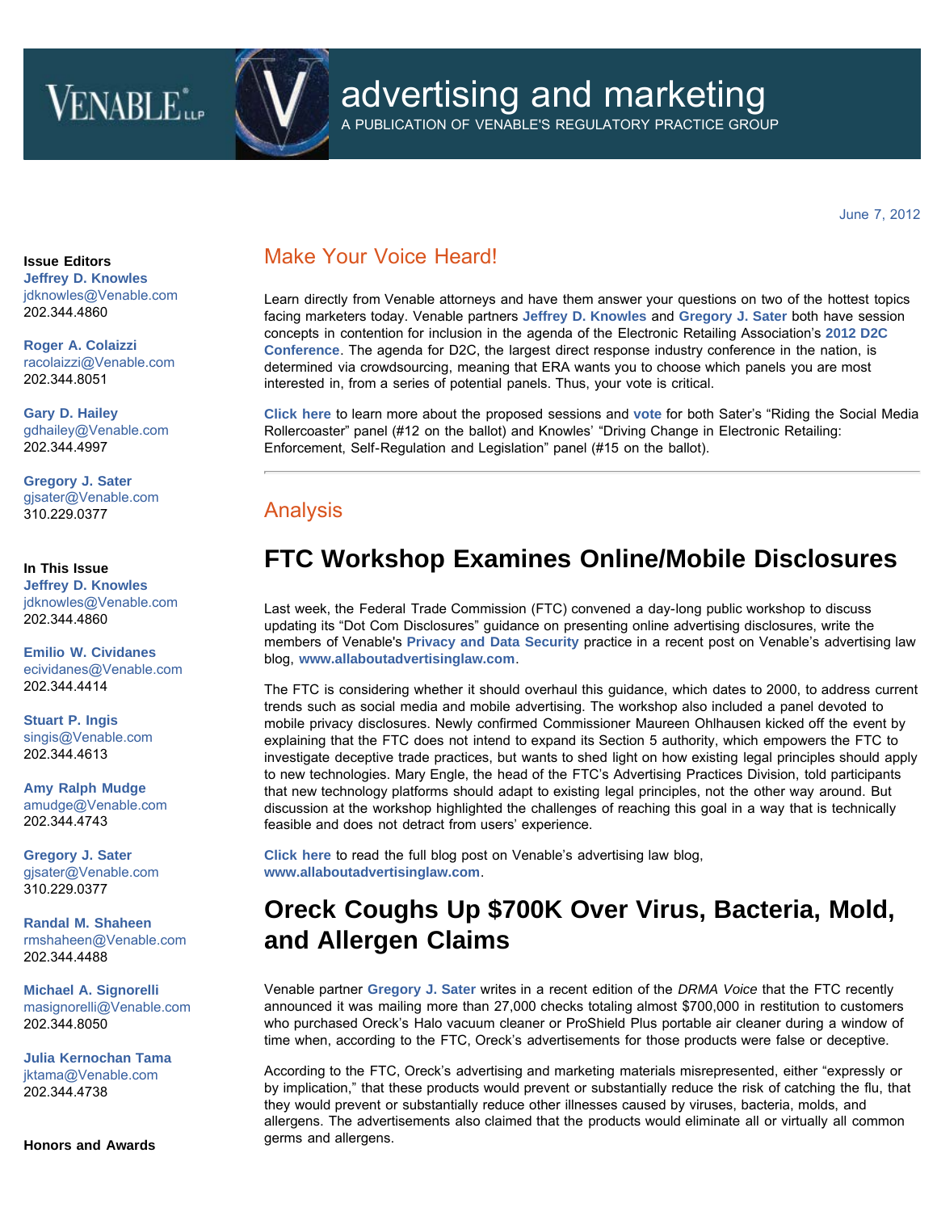# advertising and marketing

A PUBLICATION OF VENABLE'S REGULATORY PRACTICE GROUP

June 7, 2012

**Issue Editors**

**Jeffrey D. Knowles**
jdknowles@Venable.com
202.344.4860

**Roger A. Colaizzi**
racolaizzi@Venable.com
202.344.8051

**Gary D. Hailey**
gdhailey@Venable.com
202.344.4997

**Gregory J. Sater**
gjsater@Venable.com
310.229.0377

**In This Issue**

**Jeffrey D. Knowles**
jdknowles@Venable.com
202.344.4860

**Emilio W. Cividanes**
ecividanes@Venable.com
202.344.4414

**Stuart P. Ingis**
singis@Venable.com
202.344.4613

**Amy Ralph Mudge**
amudge@Venable.com
202.344.4743

**Gregory J. Sater**
gjsater@Venable.com
310.229.0377

**Randal M. Shaheen**
rmshaheen@Venable.com
202.344.4488

**Michael A. Signorelli**
masignorelli@Venable.com
202.344.8050

**Julia Kernochan Tama**
jktama@Venable.com
202.344.4738

**Honors and Awards**

## Make Your Voice Heard!

Learn directly from Venable attorneys and have them answer your questions on two of the hottest topics facing marketers today. Venable partners **Jeffrey D. Knowles** and **Gregory J. Sater** both have session concepts in contention for inclusion in the agenda of the Electronic Retailing Association's **2012 D2C Conference**. The agenda for D2C, the largest direct response industry conference in the nation, is determined via crowdsourcing, meaning that ERA wants you to choose which panels you are most interested in, from a series of potential panels. Thus, your vote is critical.

**Click here** to learn more about the proposed sessions and **vote** for both Sater's "Riding the Social Media Rollercoaster" panel (#12 on the ballot) and Knowles' "Driving Change in Electronic Retailing: Enforcement, Self-Regulation and Legislation" panel (#15 on the ballot).

---

## Analysis

# FTC Workshop Examines Online/Mobile Disclosures

Last week, the Federal Trade Commission (FTC) convened a day-long public workshop to discuss updating its "Dot Com Disclosures" guidance on presenting online advertising disclosures, write the members of Venable's **Privacy and Data Security** practice in a recent post on Venable's advertising law blog, **www.allaboutadvertisinglaw.com**.

The FTC is considering whether it should overhaul this guidance, which dates to 2000, to address current trends such as social media and mobile advertising. The workshop also included a panel devoted to mobile privacy disclosures. Newly confirmed Commissioner Maureen Ohlhausen kicked off the event by explaining that the FTC does not intend to expand its Section 5 authority, which empowers the FTC to investigate deceptive trade practices, but wants to shed light on how existing legal principles should apply to new technologies. Mary Engle, the head of the FTC's Advertising Practices Division, told participants that new technology platforms should adapt to existing legal principles, not the other way around. But discussion at the workshop highlighted the challenges of reaching this goal in a way that is technically feasible and does not detract from users' experience.

**Click here** to read the full blog post on Venable's advertising law blog, **www.allaboutadvertisinglaw.com**.

# Oreck Coughs Up $700K Over Virus, Bacteria, Mold, and Allergen Claims

Venable partner **Gregory J. Sater** writes in a recent edition of the *DRMA Voice* that the FTC recently announced it was mailing more than 27,000 checks totaling almost $700,000 in restitution to customers who purchased Oreck's Halo vacuum cleaner or ProShield Plus portable air cleaner during a window of time when, according to the FTC, Oreck's advertisements for those products were false or deceptive.

According to the FTC, Oreck's advertising and marketing materials misrepresented, either "expressly or by implication," that these products would prevent or substantially reduce the risk of catching the flu, that they would prevent or substantially reduce other illnesses caused by viruses, bacteria, molds, and allergens. The advertisements also claimed that the products would eliminate all or virtually all common germs and allergens.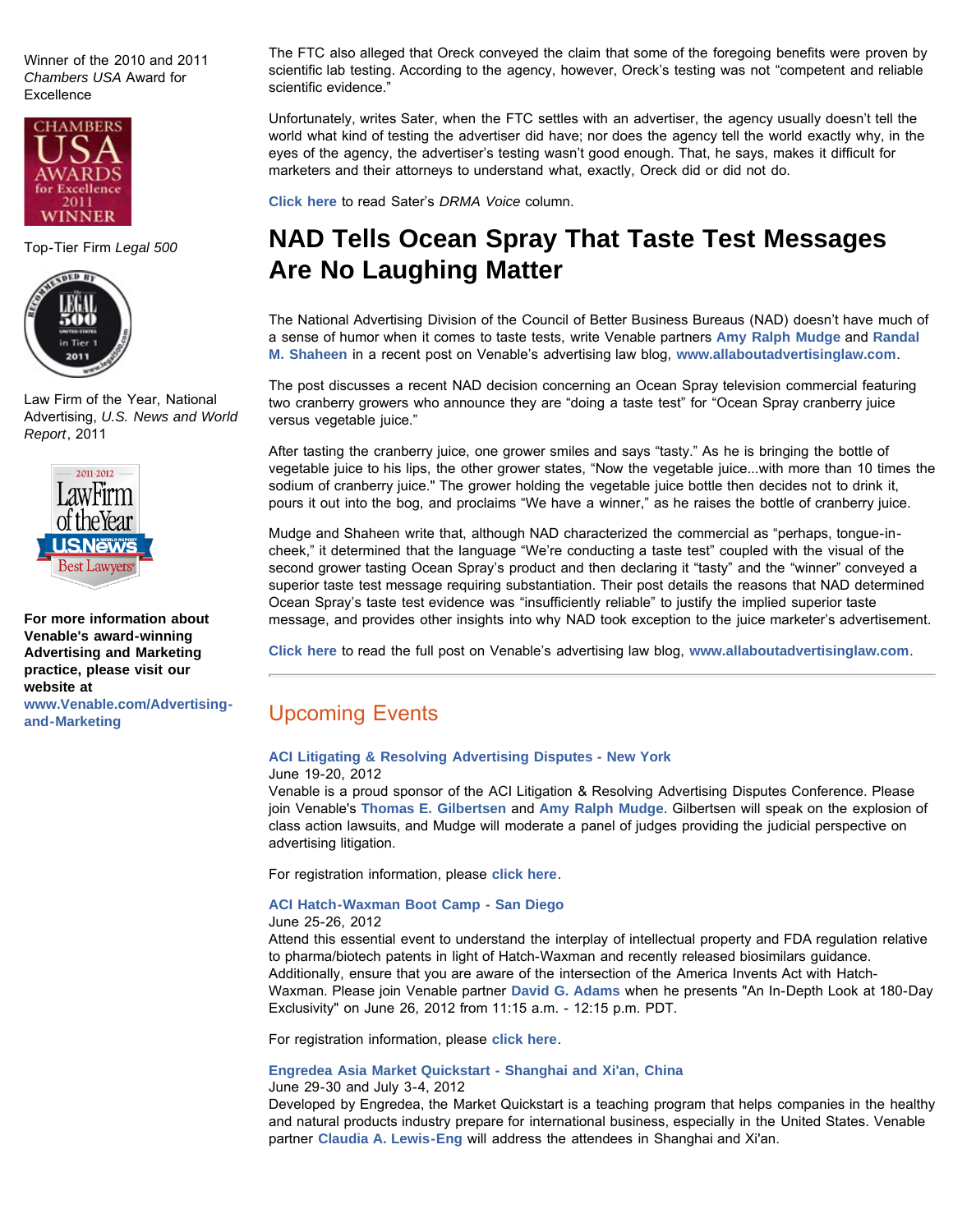Winner of the 2010 and 2011 *Chambers USA* Award for Excellence

Top-Tier Firm *Legal 500*

Law Firm of the Year, National Advertising, *U.S. News and World Report*, 2011

**For more information about Venable's award-winning Advertising and Marketing practice, please visit our website at** **www.Venable.com/Advertising-and-Marketing**

The FTC also alleged that Oreck conveyed the claim that some of the foregoing benefits were proven by scientific lab testing. According to the agency, however, Oreck's testing was not "competent and reliable scientific evidence."

Unfortunately, writes Sater, when the FTC settles with an advertiser, the agency usually doesn't tell the world what kind of testing the advertiser did have; nor does the agency tell the world exactly why, in the eyes of the agency, the advertiser's testing wasn't good enough. That, he says, makes it difficult for marketers and their attorneys to understand what, exactly, Oreck did or did not do.

**Click here** to read Sater's *DRMA Voice* column.

# NAD Tells Ocean Spray That Taste Test Messages Are No Laughing Matter

The National Advertising Division of the Council of Better Business Bureaus (NAD) doesn't have much of a sense of humor when it comes to taste tests, write Venable partners **Amy Ralph Mudge** and **Randal M. Shaheen** in a recent post on Venable's advertising law blog, **www.allaboutadvertisinglaw.com**.

The post discusses a recent NAD decision concerning an Ocean Spray television commercial featuring two cranberry growers who announce they are "doing a taste test" for "Ocean Spray cranberry juice versus vegetable juice."

After tasting the cranberry juice, one grower smiles and says "tasty." As he is bringing the bottle of vegetable juice to his lips, the other grower states, "Now the vegetable juice...with more than 10 times the sodium of cranberry juice." The grower holding the vegetable juice bottle then decides not to drink it, pours it out into the bog, and proclaims "We have a winner," as he raises the bottle of cranberry juice.

Mudge and Shaheen write that, although NAD characterized the commercial as "perhaps, tongue-in-cheek," it determined that the language "We're conducting a taste test" coupled with the visual of the second grower tasting Ocean Spray's product and then declaring it "tasty" and the "winner" conveyed a superior taste test message requiring substantiation. Their post details the reasons that NAD determined Ocean Spray's taste test evidence was "insufficiently reliable" to justify the implied superior taste message, and provides other insights into why NAD took exception to the juice marketer's advertisement.

**Click here** to read the full post on Venable's advertising law blog, **www.allaboutadvertisinglaw.com**.

---

## Upcoming Events

**ACI Litigating & Resolving Advertising Disputes - New York**
June 19-20, 2012
Venable is a proud sponsor of the ACI Litigation & Resolving Advertising Disputes Conference. Please join Venable's **Thomas E. Gilbertsen** and **Amy Ralph Mudge**. Gilbertsen will speak on the explosion of class action lawsuits, and Mudge will moderate a panel of judges providing the judicial perspective on advertising litigation.

For registration information, please **click here**.

**ACI Hatch-Waxman Boot Camp - San Diego**
June 25-26, 2012
Attend this essential event to understand the interplay of intellectual property and FDA regulation relative to pharma/biotech patents in light of Hatch-Waxman and recently released biosimilars guidance. Additionally, ensure that you are aware of the intersection of the America Invents Act with Hatch-Waxman. Please join Venable partner **David G. Adams** when he presents "An In-Depth Look at 180-Day Exclusivity" on June 26, 2012 from 11:15 a.m. - 12:15 p.m. PDT.

For registration information, please **click here**.

**Engredea Asia Market Quickstart - Shanghai and Xi'an, China**
June 29-30 and July 3-4, 2012
Developed by Engredea, the Market Quickstart is a teaching program that helps companies in the healthy and natural products industry prepare for international business, especially in the United States. Venable partner **Claudia A. Lewis-Eng** will address the attendees in Shanghai and Xi'an.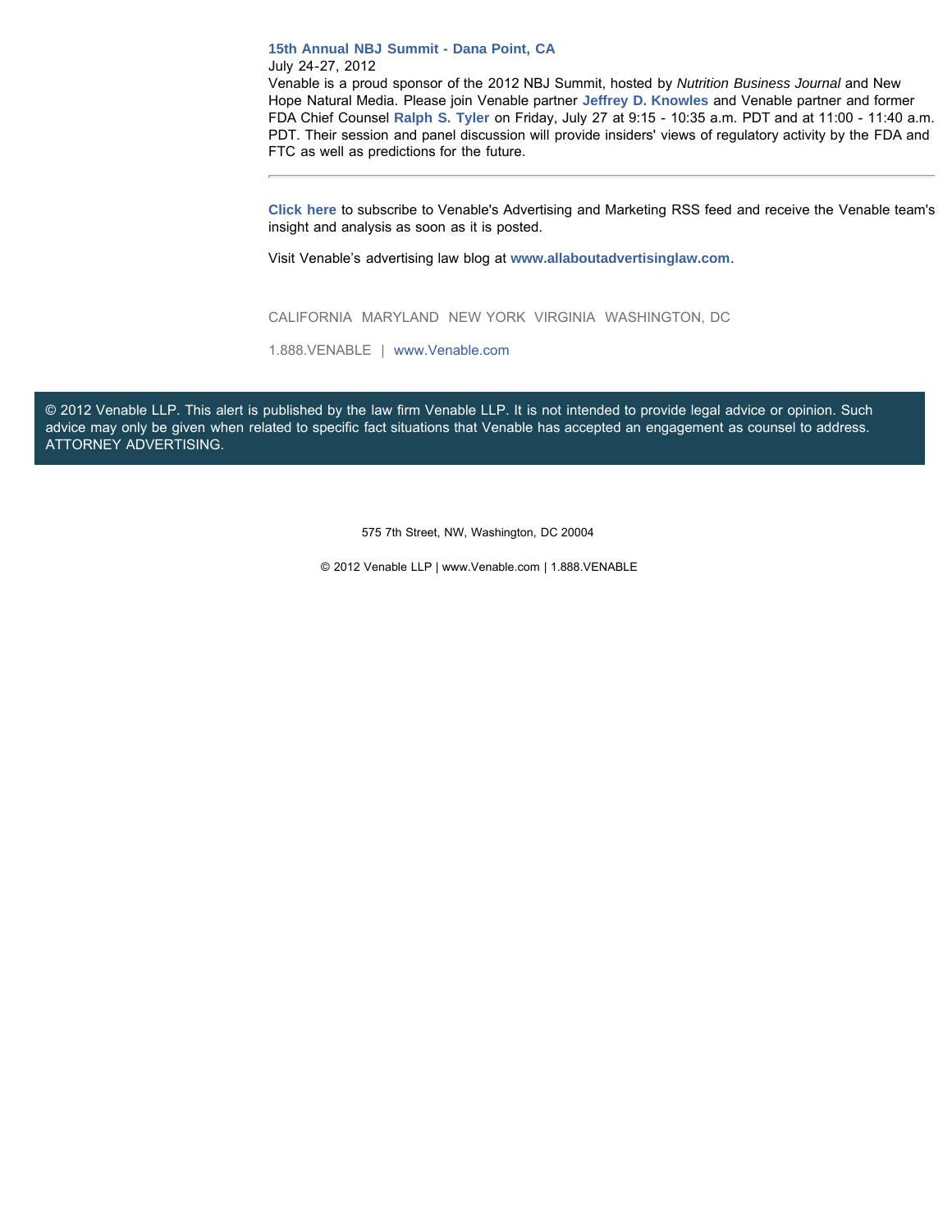**15th Annual NBJ Summit - Dana Point, CA**
July 24-27, 2012
Venable is a proud sponsor of the 2012 NBJ Summit, hosted by *Nutrition Business Journal* and New Hope Natural Media. Please join Venable partner **Jeffrey D. Knowles** and Venable partner and former FDA Chief Counsel **Ralph S. Tyler** on Friday, July 27 at 9:15 - 10:35 a.m. PDT and at 11:00 - 11:40 a.m. PDT. Their session and panel discussion will provide insiders' views of regulatory activity by the FDA and FTC as well as predictions for the future.

---

**Click here** to subscribe to Venable's Advertising and Marketing RSS feed and receive the Venable team's insight and analysis as soon as it is posted.

Visit Venable's advertising law blog at **www.allaboutadvertisinglaw.com**.

CALIFORNIA MARYLAND NEW YORK VIRGINIA WASHINGTON, DC

1.888.VENABLE | www.Venable.com

© 2012 Venable LLP. This alert is published by the law firm Venable LLP. It is not intended to provide legal advice or opinion. Such advice may only be given when related to specific fact situations that Venable has accepted an engagement as counsel to address. ATTORNEY ADVERTISING.

575 7th Street, NW, Washington, DC 20004

© 2012 Venable LLP | www.Venable.com | 1.888.VENABLE